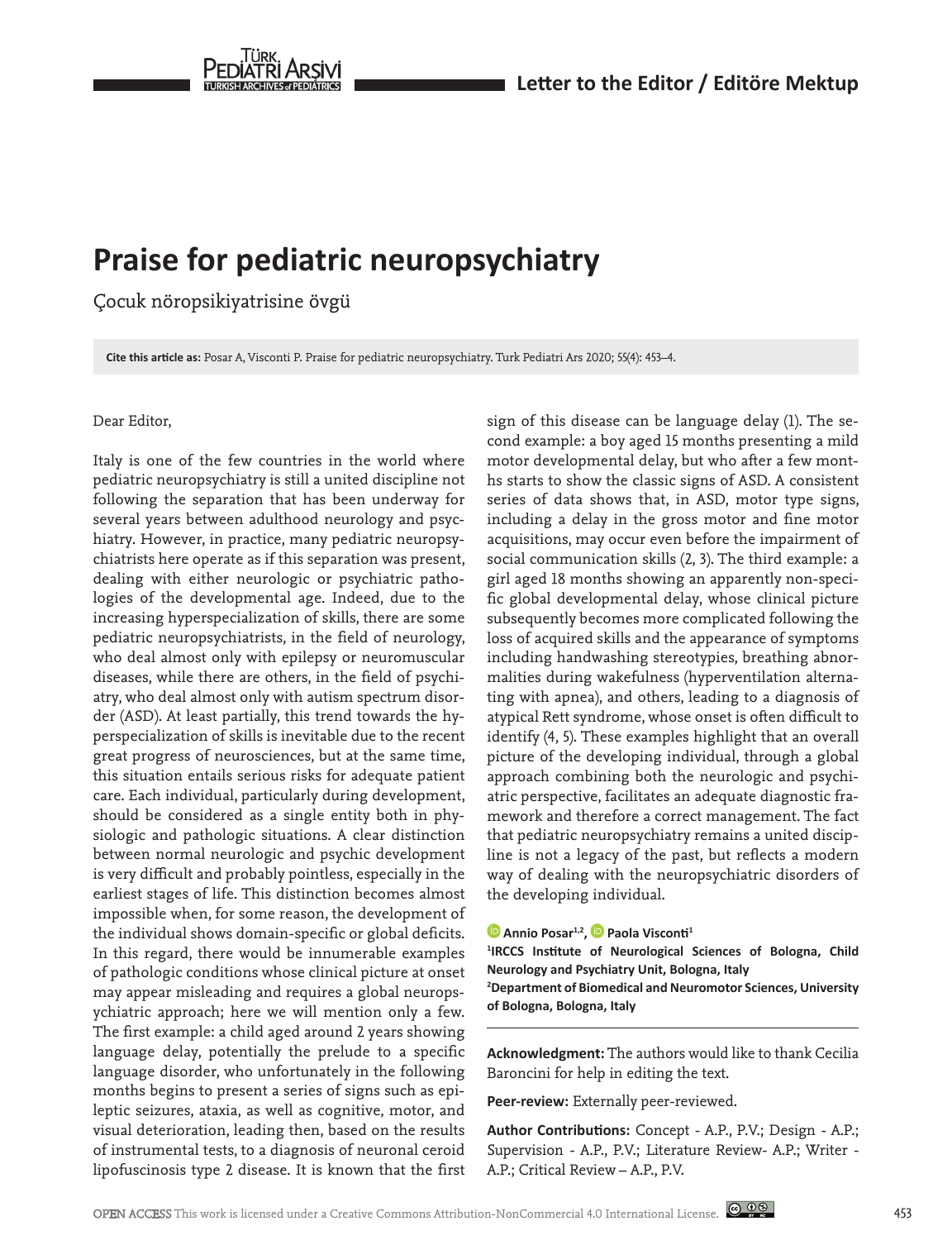Letter to the Editor / Editöre Mektup

# Praise for pediatric neuropsychiatry

Çocuk nöropsikiyatrisine övgü

**Cite this article as:** Posar A, Visconti P. Praise for pediatric neuropsychiatry. Turk Pediatri Ars 2020; 55(4): 453–4.

Dear Editor,

Italy is one of the few countries in the world where pediatric neuropsychiatry is still a united discipline not following the separation that has been underway for several years between adulthood neurology and psychiatry. However, in practice, many pediatric neuropsychiatrists here operate as if this separation was present, dealing with either neurologic or psychiatric pathologies of the developmental age. Indeed, due to the increasing hyperspecialization of skills, there are some pediatric neuropsychiatrists, in the field of neurology, who deal almost only with epilepsy or neuromuscular diseases, while there are others, in the field of psychiatry, who deal almost only with autism spectrum disorder (ASD). At least partially, this trend towards the hyperspecialization of skills is inevitable due to the recent great progress of neurosciences, but at the same time, this situation entails serious risks for adequate patient care. Each individual, particularly during development, should be considered as a single entity both in physiologic and pathologic situations. A clear distinction between normal neurologic and psychic development is very difficult and probably pointless, especially in the earliest stages of life. This distinction becomes almost impossible when, for some reason, the development of the individual shows domain-specific or global deficits. In this regard, there would be innumerable examples of pathologic conditions whose clinical picture at onset may appear misleading and requires a global neuropsychiatric approach; here we will mention only a few. The first example: a child aged around 2 years showing language delay, potentially the prelude to a specific language disorder, who unfortunately in the following months begins to present a series of signs such as epileptic seizures, ataxia, as well as cognitive, motor, and visual deterioration, leading then, based on the results of instrumental tests, to a diagnosis of neuronal ceroid lipofuscinosis type 2 disease. It is known that the first sign of this disease can be language delay (1). The second example: a boy aged 15 months presenting a mild motor developmental delay, but who after a few months starts to show the classic signs of ASD. A consistent series of data shows that, in ASD, motor type signs, including a delay in the gross motor and fine motor acquisitions, may occur even before the impairment of social communication skills (2, 3). The third example: a girl aged 18 months showing an apparently non-specific global developmental delay, whose clinical picture subsequently becomes more complicated following the loss of acquired skills and the appearance of symptoms including handwashing stereotypies, breathing abnormalities during wakefulness (hyperventilation alternating with apnea), and others, leading to a diagnosis of atypical Rett syndrome, whose onset is often difficult to identify (4, 5). These examples highlight that an overall picture of the developing individual, through a global approach combining both the neurologic and psychiatric perspective, facilitates an adequate diagnostic framework and therefore a correct management. The fact that pediatric neuropsychiatry remains a united discipline is not a legacy of the past, but reflects a modern way of dealing with the neuropsychiatric disorders of the developing individual.

**Annio Posar[1,2], Paola Visconti[1]**

**[1]IRCCS Institute of Neurological Sciences of Bologna, Child Neurology and Psychiatry Unit, Bologna, Italy**
**[2]Department of Biomedical and Neuromotor Sciences, University of Bologna, Bologna, Italy**

**Acknowledgment:** The authors would like to thank Cecilia Baroncini for help in editing the text.

**Peer-review:** Externally peer-reviewed.

**Author Contributions:** Concept - A.P., P.V.; Design - A.P.; Supervision - A.P., P.V.; Literature Review- A.P.; Writer - A.P.; Critical Review – A.P., P.V.

OPEN ACCESS This work is licensed under a Creative Commons Attribution-NonCommercial 4.0 International License.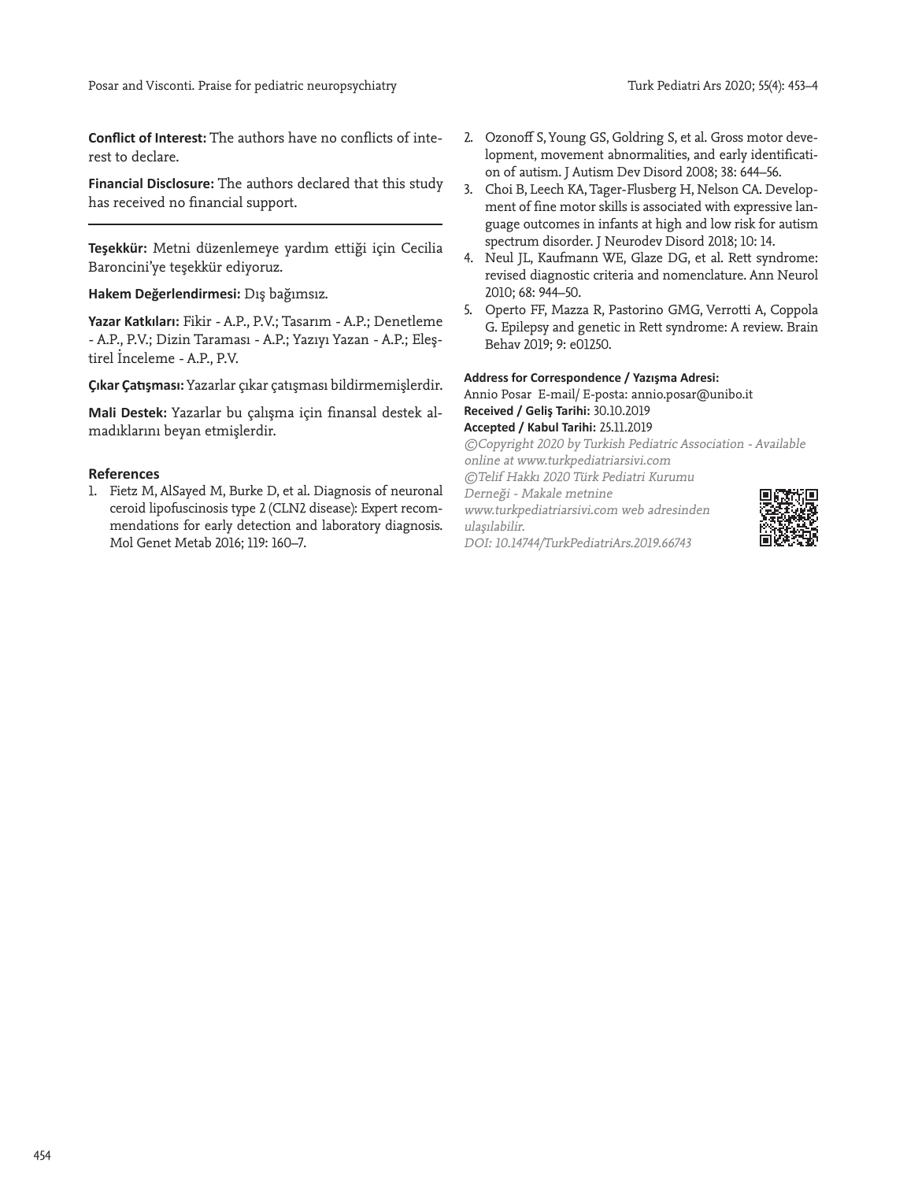**Conflict of Interest:** The authors have no conflicts of interest to declare.

**Financial Disclosure:** The authors declared that this study has received no financial support.

---

**Teşekkür:** Metni düzenlemeye yardım ettiği için Cecilia Baroncini'ye teşekkür ediyoruz.

**Hakem Değerlendirmesi:** Dış bağımsız.

**Yazar Katkıları:** Fikir - A.P., P.V.; Tasarım - A.P.; Denetleme - A.P., P.V.; Dizin Taraması - A.P.; Yazıyı Yazan - A.P.; Eleştirel İnceleme - A.P., P.V.

**Çıkar Çatışması:** Yazarlar çıkar çatışması bildirmemişlerdir.

**Mali Destek:** Yazarlar bu çalışma için finansal destek almadıklarını beyan etmişlerdir.

## References

1. Fietz M, AlSayed M, Burke D, et al. Diagnosis of neuronal ceroid lipofuscinosis type 2 (CLN2 disease): Expert recommendations for early detection and laboratory diagnosis. Mol Genet Metab 2016; 119: 160–7.
2. Ozonoff S, Young GS, Goldring S, et al. Gross motor development, movement abnormalities, and early identification of autism. J Autism Dev Disord 2008; 38: 644–56.
3. Choi B, Leech KA, Tager-Flusberg H, Nelson CA. Development of fine motor skills is associated with expressive language outcomes in infants at high and low risk for autism spectrum disorder. J Neurodev Disord 2018; 10: 14.
4. Neul JL, Kaufmann WE, Glaze DG, et al. Rett syndrome: revised diagnostic criteria and nomenclature. Ann Neurol 2010; 68: 944–50.
5. Operto FF, Mazza R, Pastorino GMG, Verrotti A, Coppola G. Epilepsy and genetic in Rett syndrome: A review. Brain Behav 2019; 9: e01250.

**Address for Correspondence / Yazışma Adresi:**
Annio Posar E-mail/ E-posta: annio.posar@unibo.it
**Received / Geliş Tarihi:** 30.10.2019
**Accepted / Kabul Tarihi:** 25.11.2019

*©Copyright 2020 by Turkish Pediatric Association - Available online at www.turkpediatriarsivi.com*
*©Telif Hakkı 2020 Türk Pediatri Kurumu Derneği - Makale metnine www.turkpediatriarsivi.com web adresinden ulaşılabilir.*
*DOI: 10.14744/TurkPediatriArs.2019.66743*